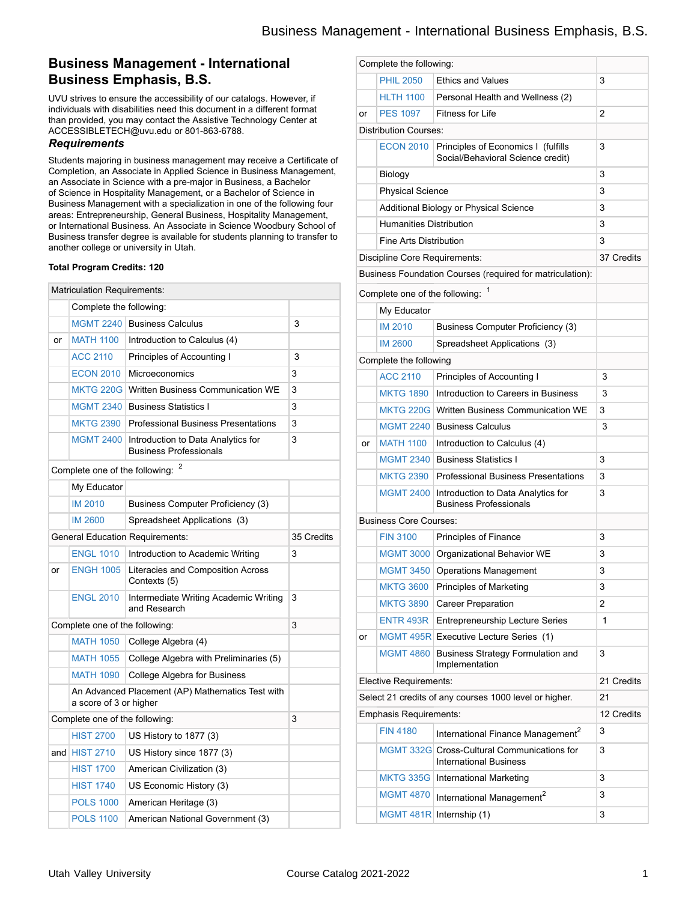# Business Management - International Business Emphasis, B.S.

UVU strives to ensure the accessibility of our catalogs. However, if individuals with disabilities need this document in a different format than provided, you may contact the Assistive Technology Center at ACCESSIBLETECH@uvu.edu or 801-863-6788.

### *Requirements*

Students majoring in business management may receive a Certificate of Completion, an Associate in Applied Science in Business Management, an Associate in Science with a pre-major in Business, a Bachelor of Science in Hospitality Management, or a Bachelor of Science in Business Management with a specialization in one of the following four areas: Entrepreneurship, General Business, Hospitality Management, or International Business. An Associate in Science Woodbury School of Business transfer degree is available for students planning to transfer to another college or university in Utah.

**Total Program Credits: 120**

| | | | |
|---|---|---|---|
| Matriculation Requirements: | | | |
| | Complete the following: | | |
| | MGMT 2240 | Business Calculus | 3 |
| or | MATH 1100 | Introduction to Calculus (4) | |
| | ACC 2110 | Principles of Accounting I | 3 |
| | ECON 2010 | Microeconomics | 3 |
| | MKTG 220G | Written Business Communication WE | 3 |
| | MGMT 2340 | Business Statistics I | 3 |
| | MKTG 2390 | Professional Business Presentations | 3 |
| | MGMT 2400 | Introduction to Data Analytics for Business Professionals | 3 |
| Complete one of the following: [2] | | | |
| | My Educator | | |
| | IM 2010 | Business Computer Proficiency (3) | |
| | IM 2600 | Spreadsheet Applications (3) | |
| General Education Requirements: | | | 35 Credits |
| | ENGL 1010 | Introduction to Academic Writing | 3 |
| or | ENGH 1005 | Literacies and Composition Across Contexts (5) | |
| | ENGL 2010 | Intermediate Writing Academic Writing and Research | 3 |
| Complete one of the following: | | | 3 |
| | MATH 1050 | College Algebra (4) | |
| | MATH 1055 | College Algebra with Preliminaries (5) | |
| | MATH 1090 | College Algebra for Business | |
| | An Advanced Placement (AP) Mathematics Test with a score of 3 or higher | | |
| Complete one of the following: | | | 3 |
| | HIST 2700 | US History to 1877 (3) | |
| and | HIST 2710 | US History since 1877 (3) | |
| | HIST 1700 | American Civilization (3) | |
| | HIST 1740 | US Economic History (3) | |
| | POLS 1000 | American Heritage (3) | |
| | POLS 1100 | American National Government (3) | |
| Complete the following: | | | |
| | PHIL 2050 | Ethics and Values | 3 |
| | HLTH 1100 | Personal Health and Wellness (2) | |
| or | PES 1097 | Fitness for Life | 2 |
| Distribution Courses: | | | |
| | ECON 2010 | Principles of Economics I (fulfills Social/Behavioral Science credit) | 3 |
| | Biology | | 3 |
| | Physical Science | | 3 |
| | Additional Biology or Physical Science | | 3 |
| | Humanities Distribution | | 3 |
| | Fine Arts Distribution | | 3 |
| Discipline Core Requirements: | | | 37 Credits |
| Business Foundation Courses (required for matriculation): | | | |
| Complete one of the following: [1] | | | |
| | My Educator | | |
| | IM 2010 | Business Computer Proficiency (3) | |
| | IM 2600 | Spreadsheet Applications (3) | |
| Complete the following | | | |
| | ACC 2110 | Principles of Accounting I | 3 |
| | MKTG 1890 | Introduction to Careers in Business | 3 |
| | MKTG 220G | Written Business Communication WE | 3 |
| | MGMT 2240 | Business Calculus | 3 |
| or | MATH 1100 | Introduction to Calculus (4) | |
| | MGMT 2340 | Business Statistics I | 3 |
| | MKTG 2390 | Professional Business Presentations | 3 |
| | MGMT 2400 | Introduction to Data Analytics for Business Professionals | 3 |
| Business Core Courses: | | | |
| | FIN 3100 | Principles of Finance | 3 |
| | MGMT 3000 | Organizational Behavior WE | 3 |
| | MGMT 3450 | Operations Management | 3 |
| | MKTG 3600 | Principles of Marketing | 3 |
| | MKTG 3890 | Career Preparation | 2 |
| | ENTR 493R | Entrepreneurship Lecture Series | 1 |
| or | MGMT 495R | Executive Lecture Series (1) | |
| | MGMT 4860 | Business Strategy Formulation and Implementation | 3 |
| Elective Requirements: | | | 21 Credits |
| Select 21 credits of any courses 1000 level or higher. | | | 21 |
| Emphasis Requirements: | | | 12 Credits |
| | FIN 4180 | International Finance Management[2] | 3 |
| | MGMT 332G | Cross-Cultural Communications for International Business | 3 |
| | MKTG 335G | International Marketing | 3 |
| | MGMT 4870 | International Management[2] | 3 |
| | MGMT 481R | Internship (1) | 3 |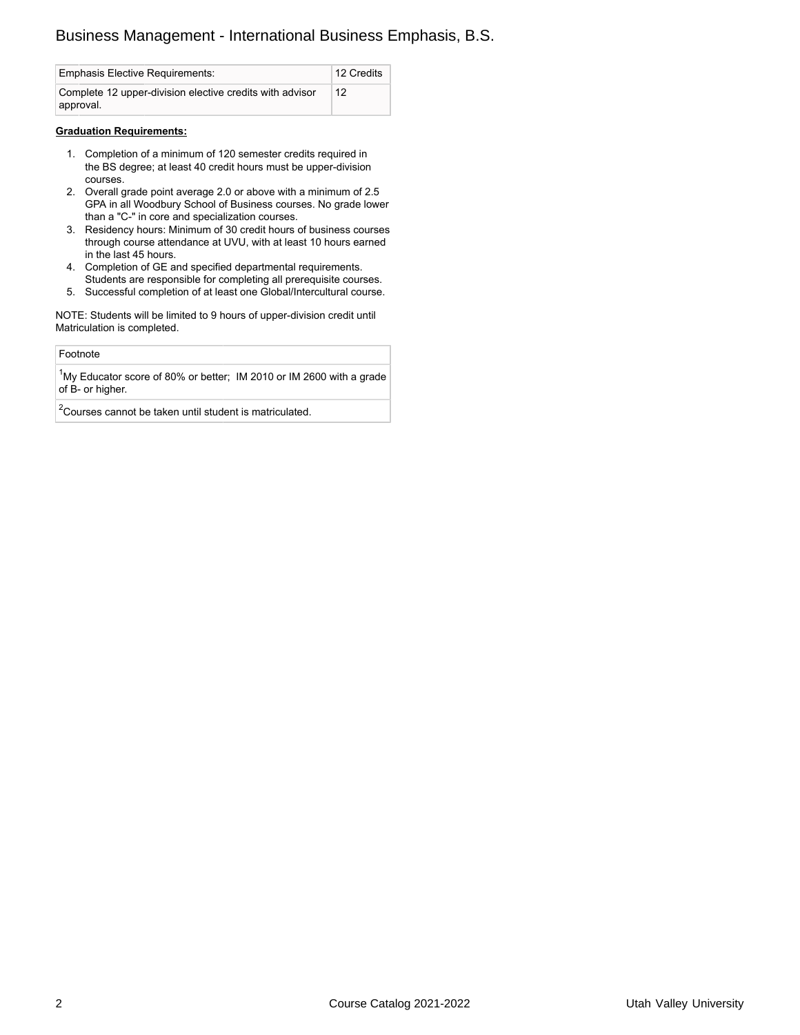| Emphasis Elective Requirements: | 12 Credits |
| --- | --- |
| Complete 12 upper-division elective credits with advisor approval. | 12 |

**Graduation Requirements:**

1. Completion of a minimum of 120 semester credits required in the BS degree; at least 40 credit hours must be upper-division courses.
2. Overall grade point average 2.0 or above with a minimum of 2.5 GPA in all Woodbury School of Business courses. No grade lower than a "C-" in core and specialization courses.
3. Residency hours: Minimum of 30 credit hours of business courses through course attendance at UVU, with at least 10 hours earned in the last 45 hours.
4. Completion of GE and specified departmental requirements. Students are responsible for completing all prerequisite courses.
5. Successful completion of at least one Global/Intercultural course.

NOTE: Students will be limited to 9 hours of upper-division credit until Matriculation is completed.

| Footnote |
| --- |
| [1]My Educator score of 80% or better; IM 2010 or IM 2600 with a grade of B- or higher. |
| [2]Courses cannot be taken until student is matriculated. |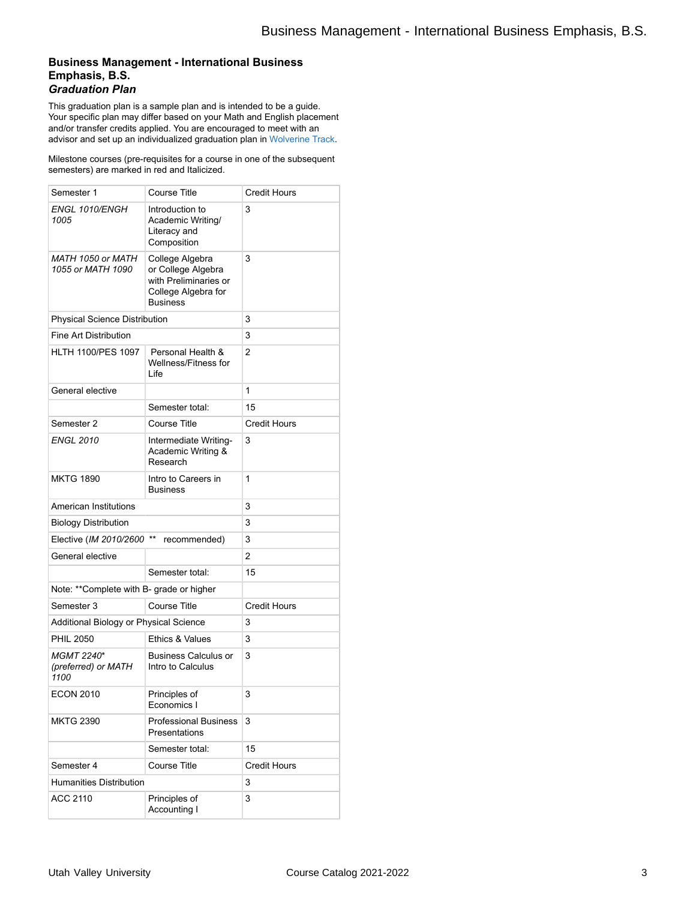### Business Management - International Business Emphasis, B.S.

### *Graduation Plan*

This graduation plan is a sample plan and is intended to be a guide. Your specific plan may differ based on your Math and English placement and/or transfer credits applied. You are encouraged to meet with an advisor and set up an individualized graduation plan in Wolverine Track.

Milestone courses (pre-requisites for a course in one of the subsequent semesters) are marked in red and Italicized.

| Semester 1 | Course Title | Credit Hours |
|---|---|---|
| *ENGL 1010/ENGH 1005* | Introduction to Academic Writing/ Literacy and Composition | 3 |
| *MATH 1050 or MATH 1055 or MATH 1090* | College Algebra or College Algebra with Preliminaries or College Algebra for Business | 3 |
| Physical Science Distribution | | 3 |
| Fine Art Distribution | | 3 |
| HLTH 1100/PES 1097 | Personal Health & Wellness/Fitness for Life | 2 |
| General elective | | 1 |
| | Semester total: | 15 |
| Semester 2 | Course Title | Credit Hours |
| *ENGL 2010* | Intermediate Writing-Academic Writing & Research | 3 |
| MKTG 1890 | Intro to Careers in Business | 1 |
| American Institutions | | 3 |
| Biology Distribution | | 3 |
| Elective (*IM 2010/2600* ** recommended) | | 3 |
| General elective | | 2 |
| | Semester total: | 15 |
| Note: **Complete with B- grade or higher | | |
| Semester 3 | Course Title | Credit Hours |
| Additional Biology or Physical Science | | 3 |
| PHIL 2050 | Ethics & Values | 3 |
| *MGMT 2240* (preferred) or MATH 1100* | Business Calculus or Intro to Calculus | 3 |
| ECON 2010 | Principles of Economics I | 3 |
| MKTG 2390 | Professional Business Presentations | 3 |
| | Semester total: | 15 |
| Semester 4 | Course Title | Credit Hours |
| Humanities Distribution | | 3 |
| ACC 2110 | Principles of Accounting I | 3 |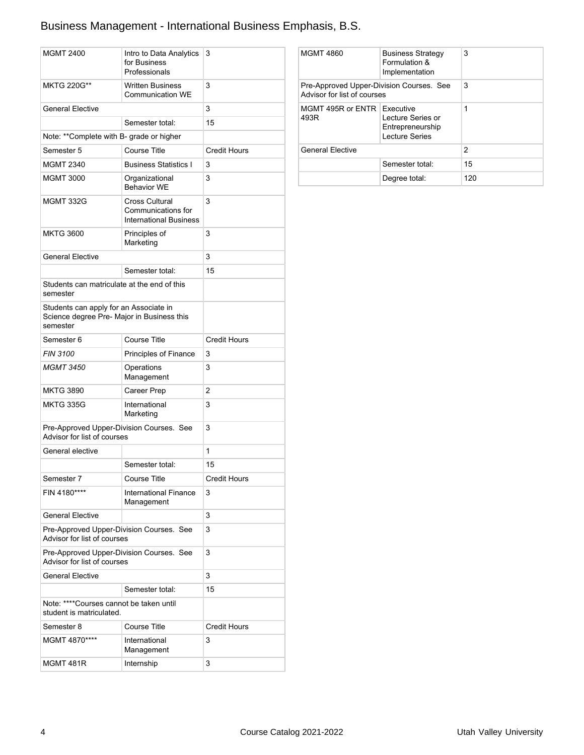# Business Management - International Business Emphasis, B.S.

| | | |
|---|---|---|
| MGMT 2400 | Intro to Data Analytics for Business Professionals | 3 |
| MKTG 220G** | Written Business Communication WE | 3 |
| General Elective | | 3 |
| | Semester total: | 15 |
| Note: **Complete with B- grade or higher | | |
| Semester 5 | Course Title | Credit Hours |
| MGMT 2340 | Business Statistics I | 3 |
| MGMT 3000 | Organizational Behavior WE | 3 |
| MGMT 332G | Cross Cultural Communications for International Business | 3 |
| MKTG 3600 | Principles of Marketing | 3 |
| General Elective | | 3 |
| | Semester total: | 15 |
| Students can matriculate at the end of this semester | | |
| Students can apply for an Associate in Science degree Pre- Major in Business this semester | | |
| Semester 6 | Course Title | Credit Hours |
| *FIN 3100* | Principles of Finance | 3 |
| *MGMT 3450* | Operations Management | 3 |
| MKTG 3890 | Career Prep | 2 |
| MKTG 335G | International Marketing | 3 |
| Pre-Approved Upper-Division Courses. See Advisor for list of courses | | 3 |
| General elective | | 1 |
| | Semester total: | 15 |
| Semester 7 | Course Title | Credit Hours |
| FIN 4180**** | International Finance Management | 3 |
| General Elective | | 3 |
| Pre-Approved Upper-Division Courses. See Advisor for list of courses | | 3 |
| Pre-Approved Upper-Division Courses. See Advisor for list of courses | | 3 |
| General Elective | | 3 |
| | Semester total: | 15 |
| Note: ****Courses cannot be taken until student is matriculated. | | |
| Semester 8 | Course Title | Credit Hours |
| MGMT 4870**** | International Management | 3 |
| MGMT 481R | Internship | 3 |
| MGMT 4860 | Business Strategy Formulation & Implementation | 3 |
| Pre-Approved Upper-Division Courses. See Advisor for list of courses | | 3 |
| MGMT 495R or ENTR 493R | Executive Lecture Series or Entrepreneurship Lecture Series | 1 |
| General Elective | | 2 |
| | Semester total: | 15 |
| | Degree total: | 120 |